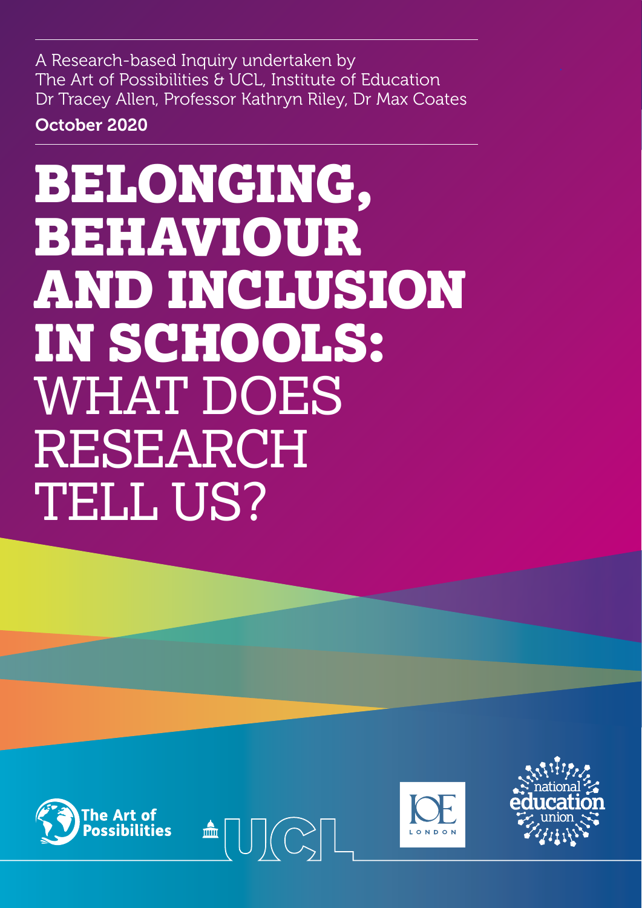A Research-based Inquiry undertaken by
The Art of Possibilities & UCL, Institute of Education
Dr Tracey Allen, Professor Kathryn Riley, Dr Max Coates

**October 2020**

# BELONGING, BEHAVIOUR AND INCLUSION IN SCHOOLS: WHAT DOES RESEARCH TELL US?

The Art of Possibilities

UCL

IOE LONDON

national education union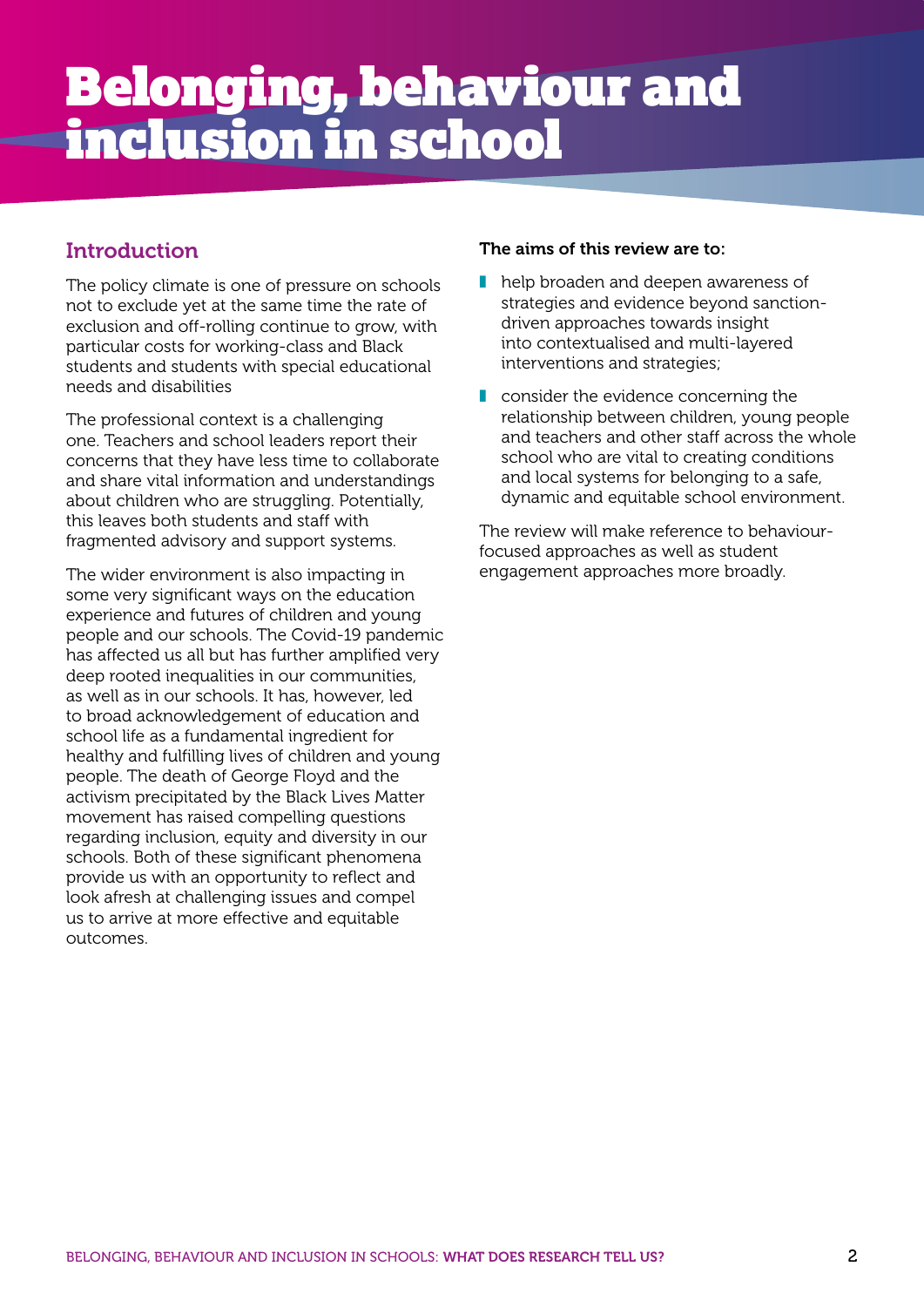# Belonging, behaviour and inclusion in school

## Introduction

The policy climate is one of pressure on schools not to exclude yet at the same time the rate of exclusion and off-rolling continue to grow, with particular costs for working-class and Black students and students with special educational needs and disabilities

The professional context is a challenging one. Teachers and school leaders report their concerns that they have less time to collaborate and share vital information and understandings about children who are struggling. Potentially, this leaves both students and staff with fragmented advisory and support systems.

The wider environment is also impacting in some very significant ways on the education experience and futures of children and young people and our schools. The Covid-19 pandemic has affected us all but has further amplified very deep rooted inequalities in our communities, as well as in our schools. It has, however, led to broad acknowledgement of education and school life as a fundamental ingredient for healthy and fulfilling lives of children and young people. The death of George Floyd and the activism precipitated by the Black Lives Matter movement has raised compelling questions regarding inclusion, equity and diversity in our schools. Both of these significant phenomena provide us with an opportunity to reflect and look afresh at challenging issues and compel us to arrive at more effective and equitable outcomes.

**The aims of this review are to:**

- help broaden and deepen awareness of strategies and evidence beyond sanction-driven approaches towards insight into contextualised and multi-layered interventions and strategies;
- consider the evidence concerning the relationship between children, young people and teachers and other staff across the whole school who are vital to creating conditions and local systems for belonging to a safe, dynamic and equitable school environment.

The review will make reference to behaviour-focused approaches as well as student engagement approaches more broadly.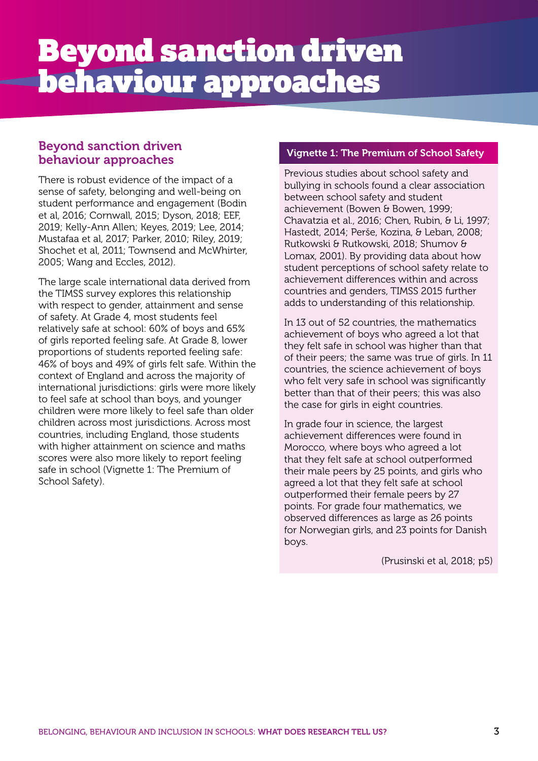# Beyond sanction driven behaviour approaches

## Beyond sanction driven behaviour approaches

There is robust evidence of the impact of a sense of safety, belonging and well-being on student performance and engagement (Bodin et al, 2016; Cornwall, 2015; Dyson, 2018; EEF, 2019; Kelly-Ann Allen; Keyes, 2019; Lee, 2014; Mustafaa et al, 2017; Parker, 2010; Riley, 2019; Shochet et al, 2011; Townsend and McWhirter, 2005; Wang and Eccles, 2012).

The large scale international data derived from the TIMSS survey explores this relationship with respect to gender, attainment and sense of safety. At Grade 4, most students feel relatively safe at school: 60% of boys and 65% of girls reported feeling safe. At Grade 8, lower proportions of students reported feeling safe: 46% of boys and 49% of girls felt safe. Within the context of England and across the majority of international jurisdictions: girls were more likely to feel safe at school than boys, and younger children were more likely to feel safe than older children across most jurisdictions. Across most countries, including England, those students with higher attainment on science and maths scores were also more likely to report feeling safe in school (Vignette 1: The Premium of School Safety).

### Vignette 1: The Premium of School Safety

Previous studies about school safety and bullying in schools found a clear association between school safety and student achievement (Bowen & Bowen, 1999; Chavatzia et al., 2016; Chen, Rubin, & Li, 1997; Hastedt, 2014; Perše, Kozina, & Leban, 2008; Rutkowski & Rutkowski, 2018; Shumov & Lomax, 2001). By providing data about how student perceptions of school safety relate to achievement differences within and across countries and genders, TIMSS 2015 further adds to understanding of this relationship.

In 13 out of 52 countries, the mathematics achievement of boys who agreed a lot that they felt safe in school was higher than that of their peers; the same was true of girls. In 11 countries, the science achievement of boys who felt very safe in school was significantly better than that of their peers; this was also the case for girls in eight countries.

In grade four in science, the largest achievement differences were found in Morocco, where boys who agreed a lot that they felt safe at school outperformed their male peers by 25 points, and girls who agreed a lot that they felt safe at school outperformed their female peers by 27 points. For grade four mathematics, we observed differences as large as 26 points for Norwegian girls, and 23 points for Danish boys.

(Prusinski et al, 2018; p5)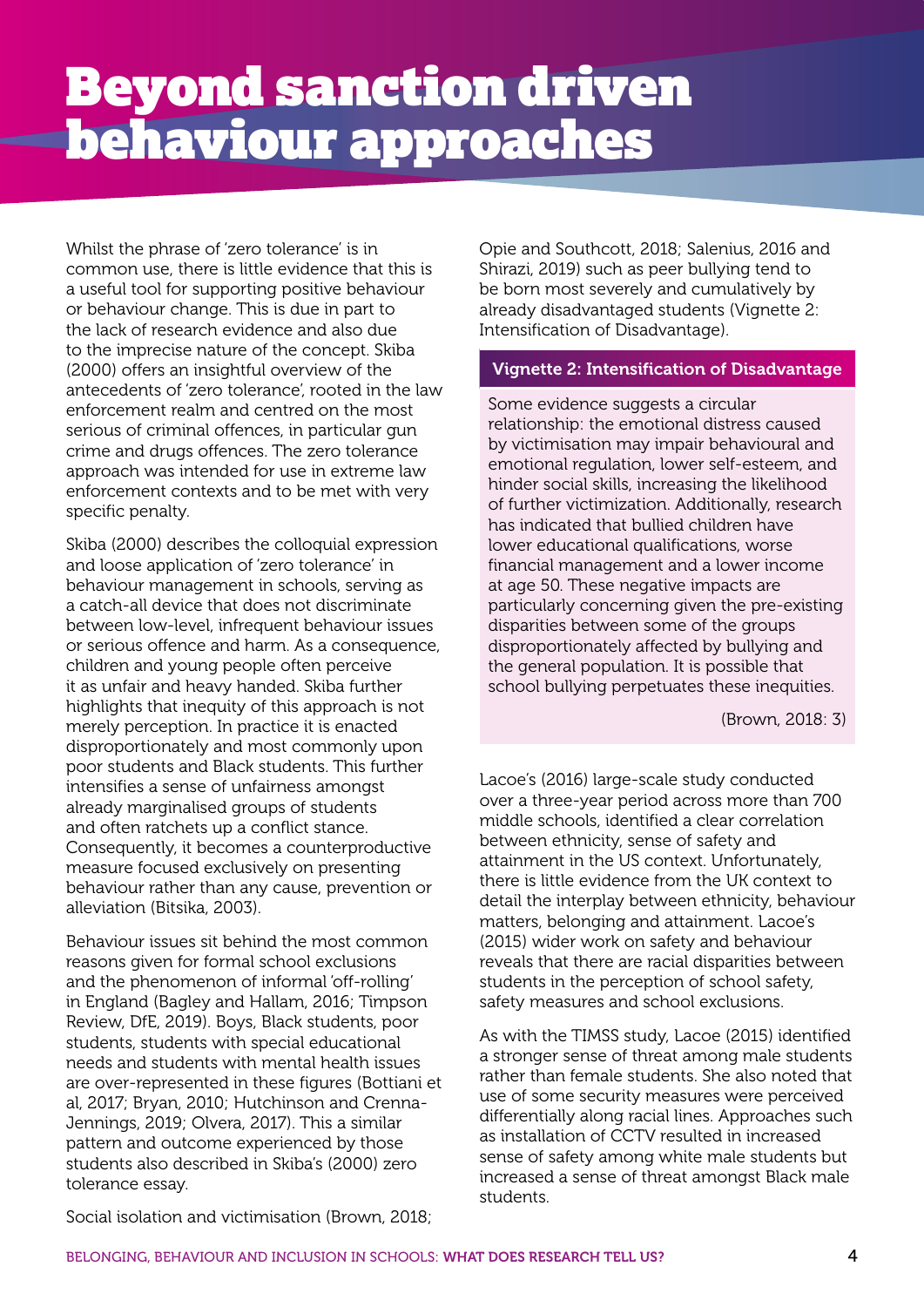# Beyond sanction driven behaviour approaches

Whilst the phrase of 'zero tolerance' is in common use, there is little evidence that this is a useful tool for supporting positive behaviour or behaviour change. This is due in part to the lack of research evidence and also due to the imprecise nature of the concept. Skiba (2000) offers an insightful overview of the antecedents of 'zero tolerance', rooted in the law enforcement realm and centred on the most serious of criminal offences, in particular gun crime and drugs offences. The zero tolerance approach was intended for use in extreme law enforcement contexts and to be met with very specific penalty.

Skiba (2000) describes the colloquial expression and loose application of 'zero tolerance' in behaviour management in schools, serving as a catch-all device that does not discriminate between low-level, infrequent behaviour issues or serious offence and harm. As a consequence, children and young people often perceive it as unfair and heavy handed. Skiba further highlights that inequity of this approach is not merely perception. In practice it is enacted disproportionately and most commonly upon poor students and Black students. This further intensifies a sense of unfairness amongst already marginalised groups of students and often ratchets up a conflict stance. Consequently, it becomes a counterproductive measure focused exclusively on presenting behaviour rather than any cause, prevention or alleviation (Bitsika, 2003).

Behaviour issues sit behind the most common reasons given for formal school exclusions and the phenomenon of informal 'off-rolling' in England (Bagley and Hallam, 2016; Timpson Review, DfE, 2019). Boys, Black students, poor students, students with special educational needs and students with mental health issues are over-represented in these figures (Bottiani et al, 2017; Bryan, 2010; Hutchinson and Crenna-Jennings, 2019; Olvera, 2017). This a similar pattern and outcome experienced by those students also described in Skiba's (2000) zero tolerance essay.

Social isolation and victimisation (Brown, 2018; Opie and Southcott, 2018; Salenius, 2016 and Shirazi, 2019) such as peer bullying tend to be born most severely and cumulatively by already disadvantaged students (Vignette 2: Intensification of Disadvantage).

**Vignette 2: Intensification of Disadvantage**

> Some evidence suggests a circular relationship: the emotional distress caused by victimisation may impair behavioural and emotional regulation, lower self-esteem, and hinder social skills, increasing the likelihood of further victimization. Additionally, research has indicated that bullied children have lower educational qualifications, worse financial management and a lower income at age 50. These negative impacts are particularly concerning given the pre-existing disparities between some of the groups disproportionately affected by bullying and the general population. It is possible that school bullying perpetuates these inequities.
>
> (Brown, 2018: 3)

Lacoe's (2016) large-scale study conducted over a three-year period across more than 700 middle schools, identified a clear correlation between ethnicity, sense of safety and attainment in the US context. Unfortunately, there is little evidence from the UK context to detail the interplay between ethnicity, behaviour matters, belonging and attainment. Lacoe's (2015) wider work on safety and behaviour reveals that there are racial disparities between students in the perception of school safety, safety measures and school exclusions.

As with the TIMSS study, Lacoe (2015) identified a stronger sense of threat among male students rather than female students. She also noted that use of some security measures were perceived differentially along racial lines. Approaches such as installation of CCTV resulted in increased sense of safety among white male students but increased a sense of threat amongst Black male students.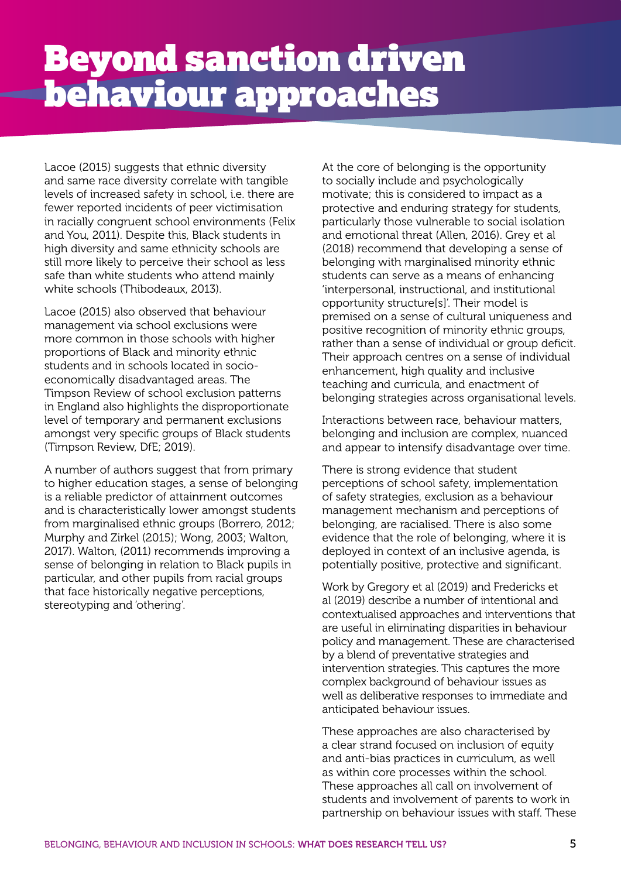# Beyond sanction driven behaviour approaches

Lacoe (2015) suggests that ethnic diversity and same race diversity correlate with tangible levels of increased safety in school, i.e. there are fewer reported incidents of peer victimisation in racially congruent school environments (Felix and You, 2011). Despite this, Black students in high diversity and same ethnicity schools are still more likely to perceive their school as less safe than white students who attend mainly white schools (Thibodeaux, 2013).

Lacoe (2015) also observed that behaviour management via school exclusions were more common in those schools with higher proportions of Black and minority ethnic students and in schools located in socio-economically disadvantaged areas. The Timpson Review of school exclusion patterns in England also highlights the disproportionate level of temporary and permanent exclusions amongst very specific groups of Black students (Timpson Review, DfE; 2019).

A number of authors suggest that from primary to higher education stages, a sense of belonging is a reliable predictor of attainment outcomes and is characteristically lower amongst students from marginalised ethnic groups (Borrero, 2012; Murphy and Zirkel (2015); Wong, 2003; Walton, 2017). Walton, (2011) recommends improving a sense of belonging in relation to Black pupils in particular, and other pupils from racial groups that face historically negative perceptions, stereotyping and 'othering'.

At the core of belonging is the opportunity to socially include and psychologically motivate; this is considered to impact as a protective and enduring strategy for students, particularly those vulnerable to social isolation and emotional threat (Allen, 2016). Grey et al (2018) recommend that developing a sense of belonging with marginalised minority ethnic students can serve as a means of enhancing 'interpersonal, instructional, and institutional opportunity structure[s]'. Their model is premised on a sense of cultural uniqueness and positive recognition of minority ethnic groups, rather than a sense of individual or group deficit. Their approach centres on a sense of individual enhancement, high quality and inclusive teaching and curricula, and enactment of belonging strategies across organisational levels.

Interactions between race, behaviour matters, belonging and inclusion are complex, nuanced and appear to intensify disadvantage over time.

There is strong evidence that student perceptions of school safety, implementation of safety strategies, exclusion as a behaviour management mechanism and perceptions of belonging, are racialised. There is also some evidence that the role of belonging, where it is deployed in context of an inclusive agenda, is potentially positive, protective and significant.

Work by Gregory et al (2019) and Fredericks et al (2019) describe a number of intentional and contextualised approaches and interventions that are useful in eliminating disparities in behaviour policy and management. These are characterised by a blend of preventative strategies and intervention strategies. This captures the more complex background of behaviour issues as well as deliberative responses to immediate and anticipated behaviour issues.

These approaches are also characterised by a clear strand focused on inclusion of equity and anti-bias practices in curriculum, as well as within core processes within the school. These approaches all call on involvement of students and involvement of parents to work in partnership on behaviour issues with staff. These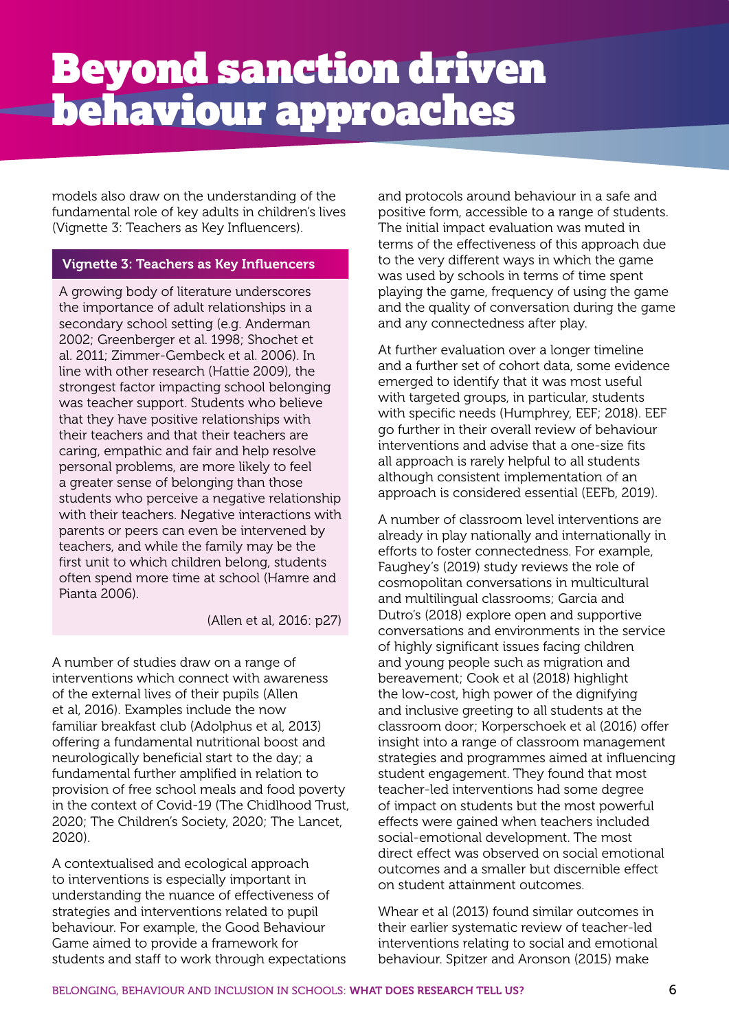# Beyond sanction driven behaviour approaches

models also draw on the understanding of the fundamental role of key adults in children's lives (Vignette 3: Teachers as Key Influencers).

**Vignette 3: Teachers as Key Influencers**

A growing body of literature underscores the importance of adult relationships in a secondary school setting (e.g. Anderman 2002; Greenberger et al. 1998; Shochet et al. 2011; Zimmer-Gembeck et al. 2006). In line with other research (Hattie 2009), the strongest factor impacting school belonging was teacher support. Students who believe that they have positive relationships with their teachers and that their teachers are caring, empathic and fair and help resolve personal problems, are more likely to feel a greater sense of belonging than those students who perceive a negative relationship with their teachers. Negative interactions with parents or peers can even be intervened by teachers, and while the family may be the first unit to which children belong, students often spend more time at school (Hamre and Pianta 2006).

(Allen et al, 2016: p27)

A number of studies draw on a range of interventions which connect with awareness of the external lives of their pupils (Allen et al, 2016). Examples include the now familiar breakfast club (Adolphus et al, 2013) offering a fundamental nutritional boost and neurologically beneficial start to the day; a fundamental further amplified in relation to provision of free school meals and food poverty in the context of Covid-19 (The Chidlhood Trust, 2020; The Children's Society, 2020; The Lancet, 2020).

A contextualised and ecological approach to interventions is especially important in understanding the nuance of effectiveness of strategies and interventions related to pupil behaviour. For example, the Good Behaviour Game aimed to provide a framework for students and staff to work through expectations and protocols around behaviour in a safe and positive form, accessible to a range of students. The initial impact evaluation was muted in terms of the effectiveness of this approach due to the very different ways in which the game was used by schools in terms of time spent playing the game, frequency of using the game and the quality of conversation during the game and any connectedness after play.

At further evaluation over a longer timeline and a further set of cohort data, some evidence emerged to identify that it was most useful with targeted groups, in particular, students with specific needs (Humphrey, EEF; 2018). EEF go further in their overall review of behaviour interventions and advise that a one-size fits all approach is rarely helpful to all students although consistent implementation of an approach is considered essential (EEFb, 2019).

A number of classroom level interventions are already in play nationally and internationally in efforts to foster connectedness. For example, Faughey's (2019) study reviews the role of cosmopolitan conversations in multicultural and multilingual classrooms; Garcia and Dutro's (2018) explore open and supportive conversations and environments in the service of highly significant issues facing children and young people such as migration and bereavement; Cook et al (2018) highlight the low-cost, high power of the dignifying and inclusive greeting to all students at the classroom door; Korperschoek et al (2016) offer insight into a range of classroom management strategies and programmes aimed at influencing student engagement. They found that most teacher-led interventions had some degree of impact on students but the most powerful effects were gained when teachers included social-emotional development. The most direct effect was observed on social emotional outcomes and a smaller but discernible effect on student attainment outcomes.

Whear et al (2013) found similar outcomes in their earlier systematic review of teacher-led interventions relating to social and emotional behaviour. Spitzer and Aronson (2015) make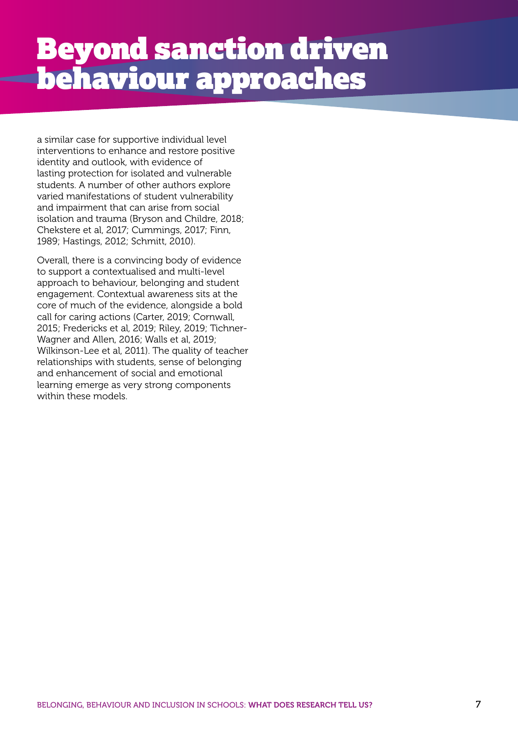# Beyond sanction driven behaviour approaches

a similar case for supportive individual level interventions to enhance and restore positive identity and outlook, with evidence of lasting protection for isolated and vulnerable students. A number of other authors explore varied manifestations of student vulnerability and impairment that can arise from social isolation and trauma (Bryson and Childre, 2018; Chekstere et al, 2017; Cummings, 2017; Finn, 1989; Hastings, 2012; Schmitt, 2010).

Overall, there is a convincing body of evidence to support a contextualised and multi-level approach to behaviour, belonging and student engagement. Contextual awareness sits at the core of much of the evidence, alongside a bold call for caring actions (Carter, 2019; Cornwall, 2015; Fredericks et al, 2019; Riley, 2019; Tichner-Wagner and Allen, 2016; Walls et al, 2019; Wilkinson-Lee et al, 2011). The quality of teacher relationships with students, sense of belonging and enhancement of social and emotional learning emerge as very strong components within these models.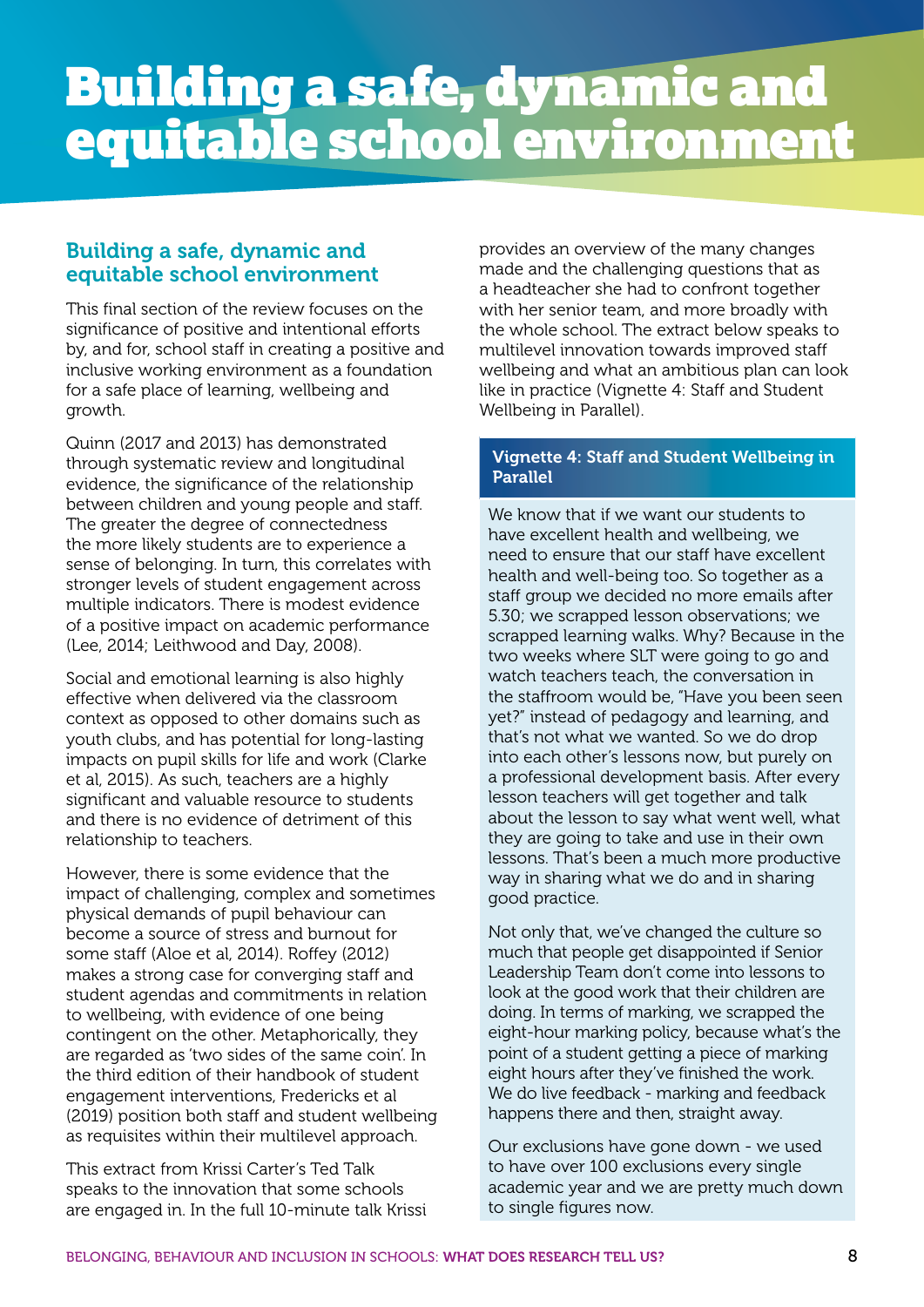# Building a safe, dynamic and equitable school environment

## Building a safe, dynamic and equitable school environment

This final section of the review focuses on the significance of positive and intentional efforts by, and for, school staff in creating a positive and inclusive working environment as a foundation for a safe place of learning, wellbeing and growth.

Quinn (2017 and 2013) has demonstrated through systematic review and longitudinal evidence, the significance of the relationship between children and young people and staff. The greater the degree of connectedness the more likely students are to experience a sense of belonging. In turn, this correlates with stronger levels of student engagement across multiple indicators. There is modest evidence of a positive impact on academic performance (Lee, 2014; Leithwood and Day, 2008).

Social and emotional learning is also highly effective when delivered via the classroom context as opposed to other domains such as youth clubs, and has potential for long-lasting impacts on pupil skills for life and work (Clarke et al, 2015). As such, teachers are a highly significant and valuable resource to students and there is no evidence of detriment of this relationship to teachers.

However, there is some evidence that the impact of challenging, complex and sometimes physical demands of pupil behaviour can become a source of stress and burnout for some staff (Aloe et al, 2014). Roffey (2012) makes a strong case for converging staff and student agendas and commitments in relation to wellbeing, with evidence of one being contingent on the other. Metaphorically, they are regarded as 'two sides of the same coin'. In the third edition of their handbook of student engagement interventions, Fredericks et al (2019) position both staff and student wellbeing as requisites within their multilevel approach.

This extract from Krissi Carter's Ted Talk speaks to the innovation that some schools are engaged in. In the full 10-minute talk Krissi provides an overview of the many changes made and the challenging questions that as a headteacher she had to confront together with her senior team, and more broadly with the whole school. The extract below speaks to multilevel innovation towards improved staff wellbeing and what an ambitious plan can look like in practice (Vignette 4: Staff and Student Wellbeing in Parallel).

### Vignette 4: Staff and Student Wellbeing in Parallel

We know that if we want our students to have excellent health and wellbeing, we need to ensure that our staff have excellent health and well-being too. So together as a staff group we decided no more emails after 5.30; we scrapped lesson observations; we scrapped learning walks. Why? Because in the two weeks where SLT were going to go and watch teachers teach, the conversation in the staffroom would be, "Have you been seen yet?" instead of pedagogy and learning, and that's not what we wanted. So we do drop into each other's lessons now, but purely on a professional development basis. After every lesson teachers will get together and talk about the lesson to say what went well, what they are going to take and use in their own lessons. That's been a much more productive way in sharing what we do and in sharing good practice.

Not only that, we've changed the culture so much that people get disappointed if Senior Leadership Team don't come into lessons to look at the good work that their children are doing. In terms of marking, we scrapped the eight-hour marking policy, because what's the point of a student getting a piece of marking eight hours after they've finished the work. We do live feedback - marking and feedback happens there and then, straight away.

Our exclusions have gone down - we used to have over 100 exclusions every single academic year and we are pretty much down to single figures now.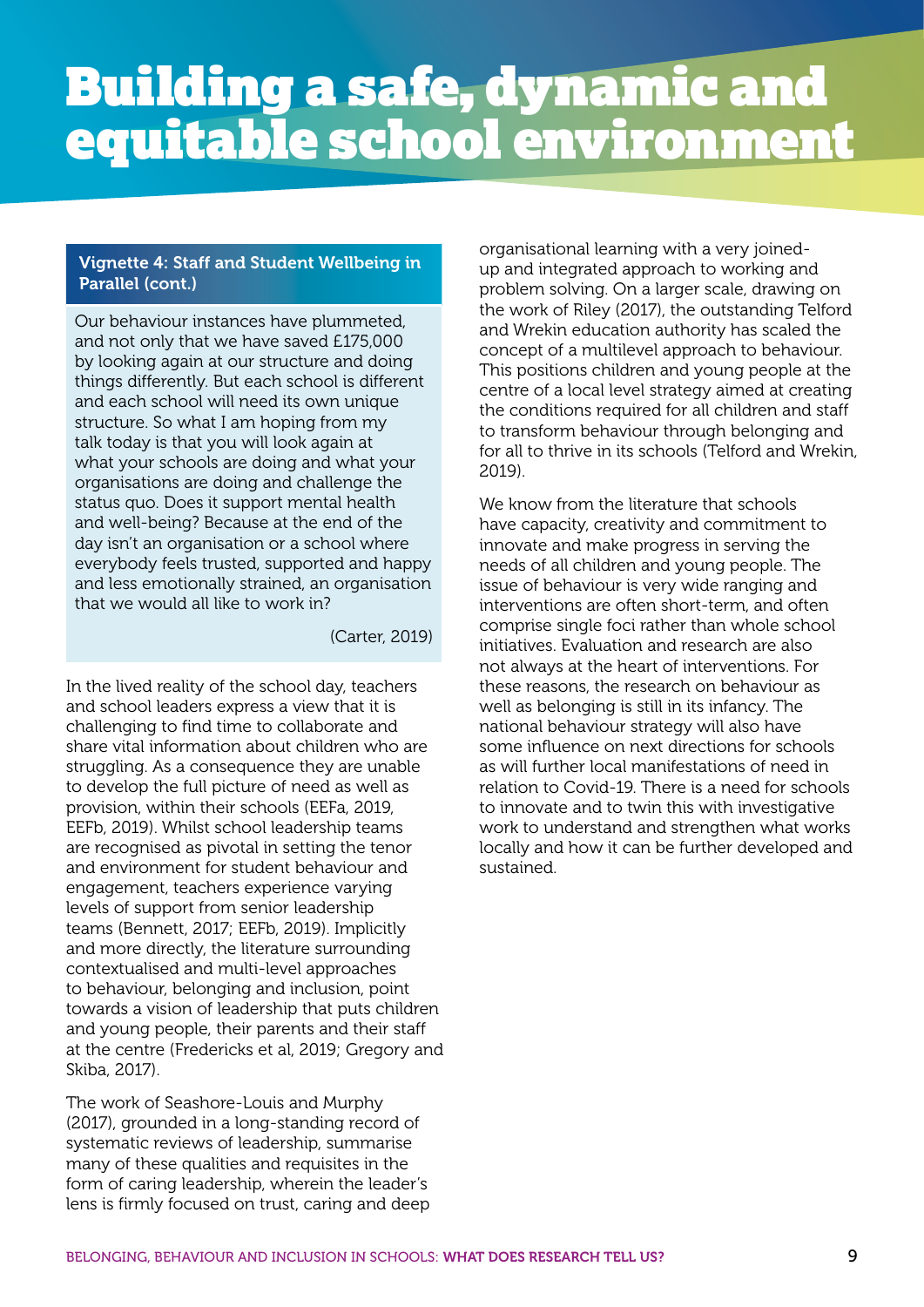# Building a safe, dynamic and equitable school environment

**Vignette 4: Staff and Student Wellbeing in Parallel (cont.)**

Our behaviour instances have plummeted, and not only that we have saved £175,000 by looking again at our structure and doing things differently. But each school is different and each school will need its own unique structure. So what I am hoping from my talk today is that you will look again at what your schools are doing and what your organisations are doing and challenge the status quo. Does it support mental health and well-being? Because at the end of the day isn't an organisation or a school where everybody feels trusted, supported and happy and less emotionally strained, an organisation that we would all like to work in?

(Carter, 2019)

In the lived reality of the school day, teachers and school leaders express a view that it is challenging to find time to collaborate and share vital information about children who are struggling. As a consequence they are unable to develop the full picture of need as well as provision, within their schools (EEFa, 2019, EEFb, 2019). Whilst school leadership teams are recognised as pivotal in setting the tenor and environment for student behaviour and engagement, teachers experience varying levels of support from senior leadership teams (Bennett, 2017; EEFb, 2019). Implicitly and more directly, the literature surrounding contextualised and multi-level approaches to behaviour, belonging and inclusion, point towards a vision of leadership that puts children and young people, their parents and their staff at the centre (Fredericks et al, 2019; Gregory and Skiba, 2017).

The work of Seashore-Louis and Murphy (2017), grounded in a long-standing record of systematic reviews of leadership, summarise many of these qualities and requisites in the form of caring leadership, wherein the leader's lens is firmly focused on trust, caring and deep organisational learning with a very joined-up and integrated approach to working and problem solving. On a larger scale, drawing on the work of Riley (2017), the outstanding Telford and Wrekin education authority has scaled the concept of a multilevel approach to behaviour. This positions children and young people at the centre of a local level strategy aimed at creating the conditions required for all children and staff to transform behaviour through belonging and for all to thrive in its schools (Telford and Wrekin, 2019).

We know from the literature that schools have capacity, creativity and commitment to innovate and make progress in serving the needs of all children and young people. The issue of behaviour is very wide ranging and interventions are often short-term, and often comprise single foci rather than whole school initiatives. Evaluation and research are also not always at the heart of interventions. For these reasons, the research on behaviour as well as belonging is still in its infancy. The national behaviour strategy will also have some influence on next directions for schools as will further local manifestations of need in relation to Covid-19. There is a need for schools to innovate and to twin this with investigative work to understand and strengthen what works locally and how it can be further developed and sustained.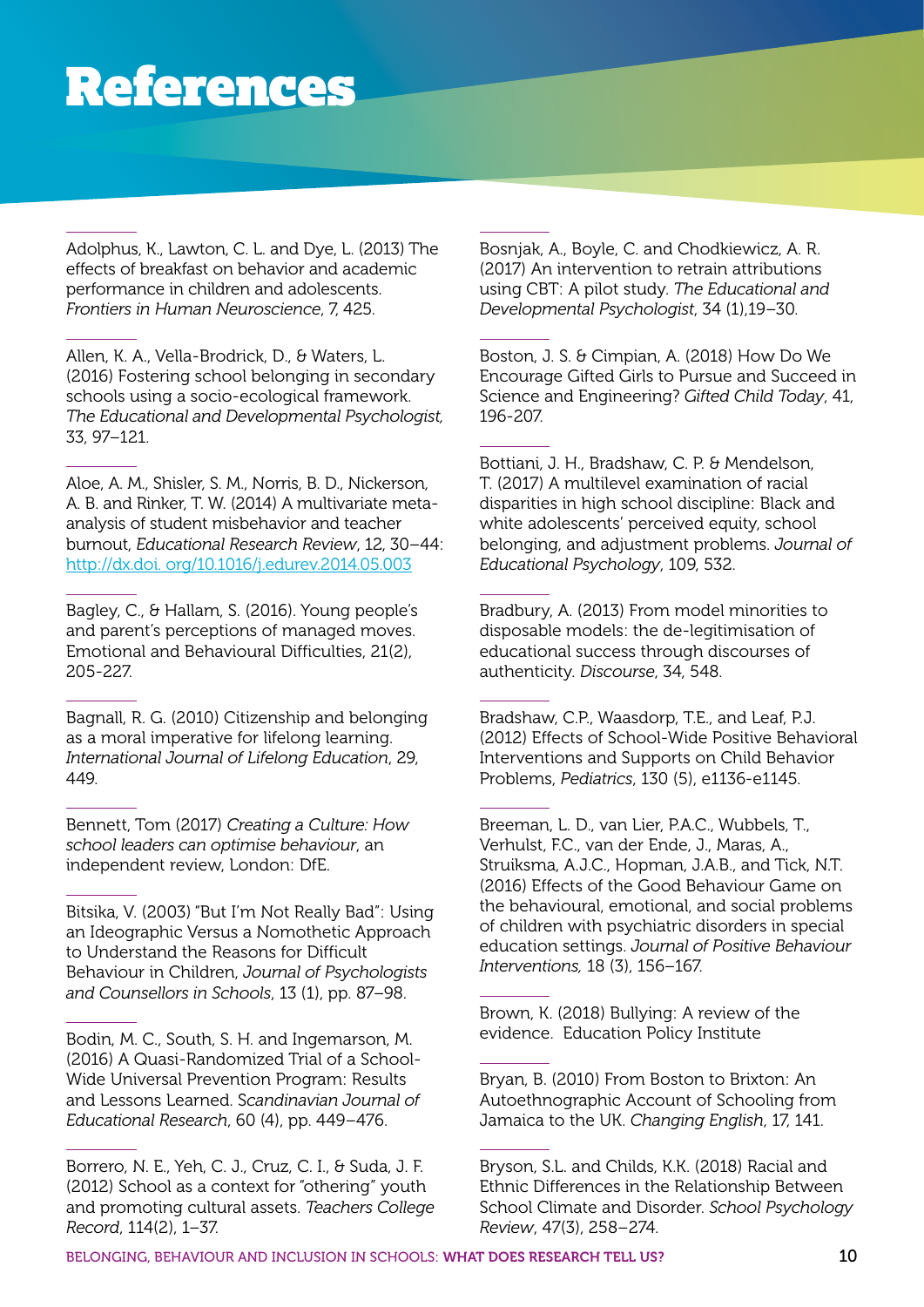# References

Adolphus, K., Lawton, C. L. and Dye, L. (2013) The effects of breakfast on behavior and academic performance in children and adolescents. *Frontiers in Human Neuroscience*, 7, 425.

Allen, K. A., Vella-Brodrick, D., & Waters, L. (2016) Fostering school belonging in secondary schools using a socio-ecological framework. *The Educational and Developmental Psychologist*, 33, 97–121.

Aloe, A. M., Shisler, S. M., Norris, B. D., Nickerson, A. B. and Rinker, T. W. (2014) A multivariate meta-analysis of student misbehavior and teacher burnout, *Educational Research Review*, 12, 30–44: http://dx.doi. org/10.1016/j.edurev.2014.05.003

Bagley, C., & Hallam, S. (2016). Young people's and parent's perceptions of managed moves. Emotional and Behavioural Difficulties, 21(2), 205-227.

Bagnall, R. G. (2010) Citizenship and belonging as a moral imperative for lifelong learning. *International Journal of Lifelong Education*, 29, 449.

Bennett, Tom (2017) *Creating a Culture: How school leaders can optimise behaviour*, an independent review, London: DfE.

Bitsika, V. (2003) "But I'm Not Really Bad": Using an Ideographic Versus a Nomothetic Approach to Understand the Reasons for Difficult Behaviour in Children, *Journal of Psychologists and Counsellors in Schools*, 13 (1), pp. 87–98.

Bodin, M. C., South, S. H. and Ingemarson, M. (2016) A Quasi-Randomized Trial of a School-Wide Universal Prevention Program: Results and Lessons Learned. *Scandinavian Journal of Educational Research*, 60 (4), pp. 449–476.

Borrero, N. E., Yeh, C. J., Cruz, C. I., & Suda, J. F. (2012) School as a context for "othering" youth and promoting cultural assets. *Teachers College Record*, 114(2), 1–37.

Bosnjak, A., Boyle, C. and Chodkiewicz, A. R. (2017) An intervention to retrain attributions using CBT: A pilot study. *The Educational and Developmental Psychologist*, 34 (1),19–30.

Boston, J. S. & Cimpian, A. (2018) How Do We Encourage Gifted Girls to Pursue and Succeed in Science and Engineering? *Gifted Child Today*, 41, 196-207.

Bottiani, J. H., Bradshaw, C. P. & Mendelson, T. (2017) A multilevel examination of racial disparities in high school discipline: Black and white adolescents' perceived equity, school belonging, and adjustment problems. *Journal of Educational Psychology*, 109, 532.

Bradbury, A. (2013) From model minorities to disposable models: the de-legitimisation of educational success through discourses of authenticity. *Discourse*, 34, 548.

Bradshaw, C.P., Waasdorp, T.E., and Leaf, P.J. (2012) Effects of School-Wide Positive Behavioral Interventions and Supports on Child Behavior Problems, *Pediatrics*, 130 (5), e1136-e1145.

Breeman, L. D., van Lier, P.A.C., Wubbels, T., Verhulst, F.C., van der Ende, J., Maras, A., Struiksma, A.J.C., Hopman, J.A.B., and Tick, N.T. (2016) Effects of the Good Behaviour Game on the behavioural, emotional, and social problems of children with psychiatric disorders in special education settings. *Journal of Positive Behaviour Interventions,* 18 (3), 156–167.

Brown, K. (2018) Bullying: A review of the evidence. Education Policy Institute

Bryan, B. (2010) From Boston to Brixton: An Autoethnographic Account of Schooling from Jamaica to the UK. *Changing English*, 17, 141.

Bryson, S.L. and Childs, K.K. (2018) Racial and Ethnic Differences in the Relationship Between School Climate and Disorder. *School Psychology Review*, 47(3), 258–274.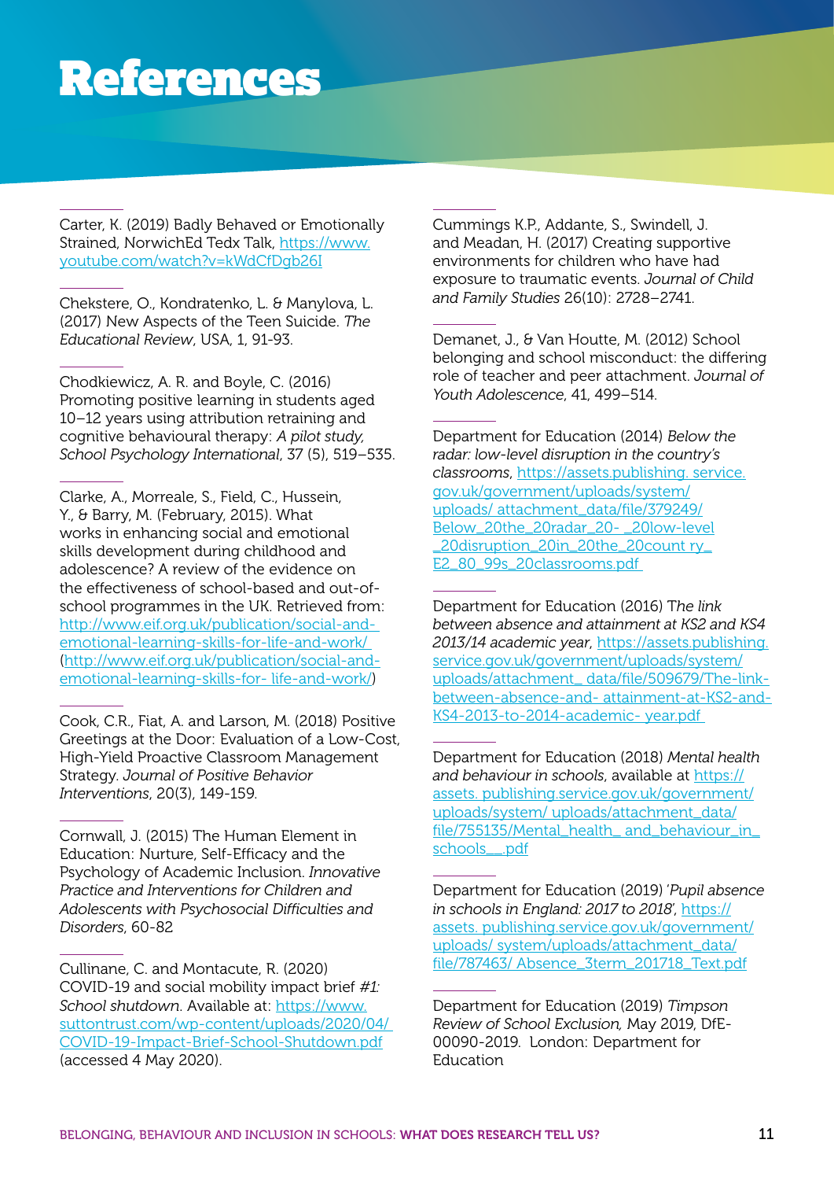# References

Carter, K. (2019) Badly Behaved or Emotionally Strained, NorwichEd Tedx Talk, https://www.youtube.com/watch?v=kWdCfDgb26I

Chekstere, O., Kondratenko, L. & Manylova, L. (2017) New Aspects of the Teen Suicide. *The Educational Review*, USA, 1, 91-93.

Chodkiewicz, A. R. and Boyle, C. (2016) Promoting positive learning in students aged 10–12 years using attribution retraining and cognitive behavioural therapy: *A pilot study, School Psychology International*, 37 (5), 519–535.

Clarke, A., Morreale, S., Field, C., Hussein, Y., & Barry, M. (February, 2015). What works in enhancing social and emotional skills development during childhood and adolescence? A review of the evidence on the effectiveness of school-based and out-of-school programmes in the UK. Retrieved from: http://www.eif.org.uk/publication/social-and-emotional-learning-skills-for-life-and-work/ (http://www.eif.org.uk/publication/social-and-emotional-learning-skills-for- life-and-work/)

Cook, C.R., Fiat, A. and Larson, M. (2018) Positive Greetings at the Door: Evaluation of a Low-Cost, High-Yield Proactive Classroom Management Strategy. *Journal of Positive Behavior Interventions*, 20(3), 149-159.

Cornwall, J. (2015) The Human Element in Education: Nurture, Self-Efficacy and the Psychology of Academic Inclusion. *Innovative Practice and Interventions for Children and Adolescents with Psychosocial Difficulties and Disorders*, 60-82

Cullinane, C. and Montacute, R. (2020) COVID-19 and social mobility impact brief *#1: School shutdown*. Available at: https://www.suttontrust.com/wp-content/uploads/2020/04/COVID-19-Impact-Brief-School-Shutdown.pdf (accessed 4 May 2020).

Cummings K.P., Addante, S., Swindell, J. and Meadan, H. (2017) Creating supportive environments for children who have had exposure to traumatic events. *Journal of Child and Family Studies* 26(10): 2728–2741.

Demanet, J., & Van Houtte, M. (2012) School belonging and school misconduct: the differing role of teacher and peer attachment. *Journal of Youth Adolescence*, 41, 499–514.

Department for Education (2014) *Below the radar: low-level disruption in the country's classrooms*, https://assets.publishing. service.gov.uk/government/uploads/system/uploads/ attachment_data/file/379249/Below_20the_20radar_20- _20low-level _20disruption_20in_20the_20count ry_E2_80_99s_20classrooms.pdf

Department for Education (2016) T*he link between absence and attainment at KS2 and KS4 2013/14 academic year*, https://assets.publishing.service.gov.uk/government/uploads/system/uploads/attachment_ data/file/509679/The-link-between-absence-and- attainment-at-KS2-and-KS4-2013-to-2014-academic- year.pdf

Department for Education (2018) *Mental health and behaviour in schools*, available at https://assets. publishing.service.gov.uk/government/uploads/system/ uploads/attachment_data/file/755135/Mental_health_ and_behaviour_in_schools__.pdf

Department for Education (2019) '*Pupil absence in schools in England: 2017 to 2018*', https://assets. publishing.service.gov.uk/government/uploads/ system/uploads/attachment_data/file/787463/ Absence_3term_201718_Text.pdf

Department for Education (2019) *Timpson Review of School Exclusion,* May 2019, DfE-00090-2019. London: Department for Education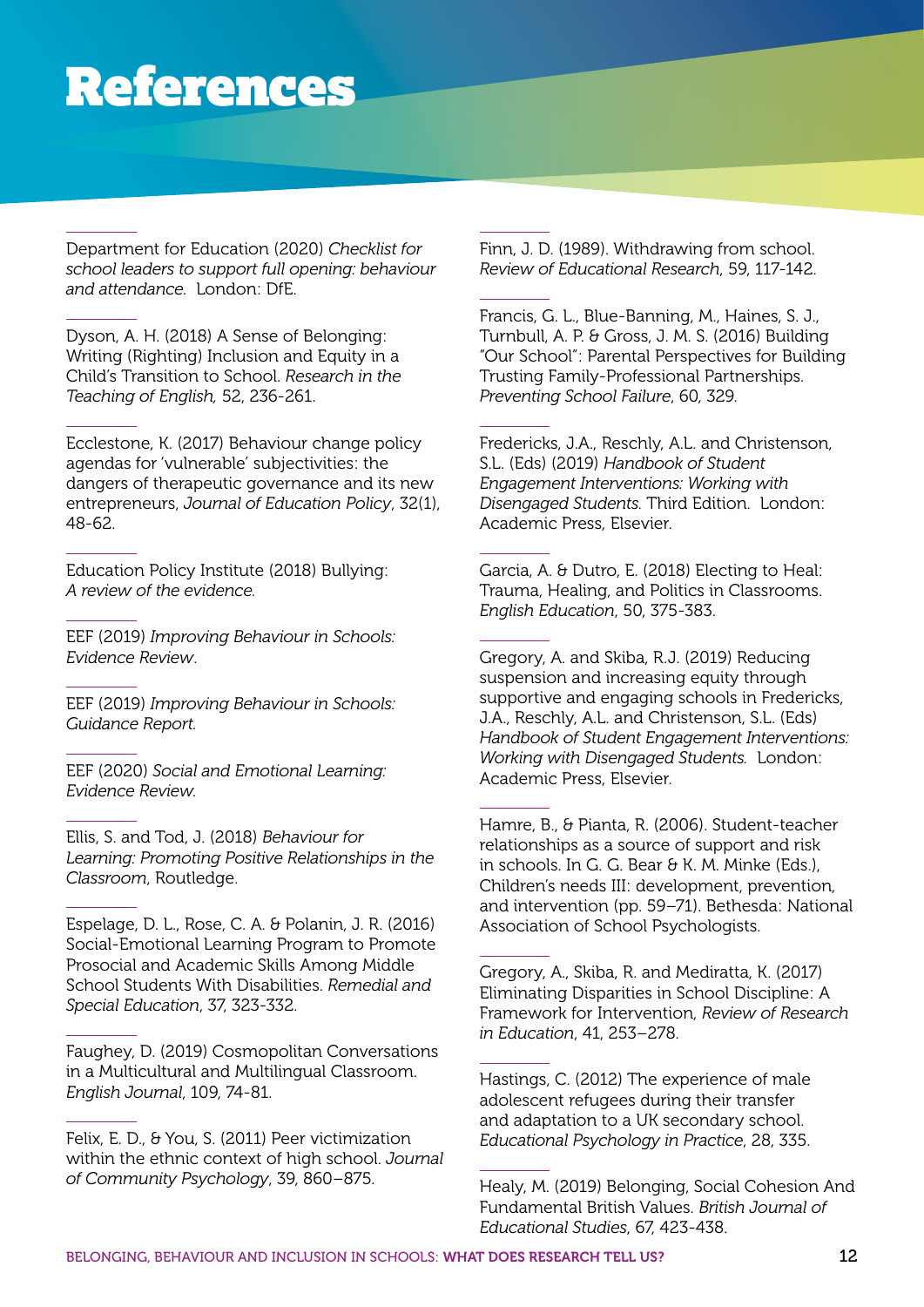# References

Department for Education (2020) *Checklist for school leaders to support full opening: behaviour and attendance.* London: DfE.

Dyson, A. H. (2018) A Sense of Belonging: Writing (Righting) Inclusion and Equity in a Child's Transition to School. *Research in the Teaching of English*, 52, 236-261.

Ecclestone, K. (2017) Behaviour change policy agendas for 'vulnerable' subjectivities: the dangers of therapeutic governance and its new entrepreneurs, *Journal of Education Policy*, 32(1), 48-62.

Education Policy Institute (2018) Bullying: *A review of the evidence.*

EEF (2019) *Improving Behaviour in Schools: Evidence Review*.

EEF (2019) *Improving Behaviour in Schools: Guidance Report.*

EEF (2020) *Social and Emotional Learning: Evidence Review.*

Ellis, S. and Tod, J. (2018) *Behaviour for Learning: Promoting Positive Relationships in the Classroom*, Routledge.

Espelage, D. L., Rose, C. A. & Polanin, J. R. (2016) Social-Emotional Learning Program to Promote Prosocial and Academic Skills Among Middle School Students With Disabilities. *Remedial and Special Education*, 37, 323-332.

Faughey, D. (2019) Cosmopolitan Conversations in a Multicultural and Multilingual Classroom. *English Journal*, 109, 74-81.

Felix, E. D., & You, S. (2011) Peer victimization within the ethnic context of high school. *Journal of Community Psychology*, 39, 860–875.

Finn, J. D. (1989). Withdrawing from school. *Review of Educational Research*, 59, 117-142.

Francis, G. L., Blue-Banning, M., Haines, S. J., Turnbull, A. P. & Gross, J. M. S. (2016) Building "Our School": Parental Perspectives for Building Trusting Family-Professional Partnerships. *Preventing School Failure*, 60, 329.

Fredericks, J.A., Reschly, A.L. and Christenson, S.L. (Eds) (2019) *Handbook of Student Engagement Interventions: Working with Disengaged Students.* Third Edition. London: Academic Press, Elsevier.

Garcia, A. & Dutro, E. (2018) Electing to Heal: Trauma, Healing, and Politics in Classrooms. *English Education*, 50, 375-383.

Gregory, A. and Skiba, R.J. (2019) Reducing suspension and increasing equity through supportive and engaging schools in Fredericks, J.A., Reschly, A.L. and Christenson, S.L. (Eds) *Handbook of Student Engagement Interventions: Working with Disengaged Students.* London: Academic Press, Elsevier.

Hamre, B., & Pianta, R. (2006). Student-teacher relationships as a source of support and risk in schools. In G. G. Bear & K. M. Minke (Eds.), Children's needs III: development, prevention, and intervention (pp. 59–71). Bethesda: National Association of School Psychologists.

Gregory, A., Skiba, R. and Mediratta, K. (2017) Eliminating Disparities in School Discipline: A Framework for Intervention, *Review of Research in Education*, 41, 253–278.

Hastings, C. (2012) The experience of male adolescent refugees during their transfer and adaptation to a UK secondary school. *Educational Psychology in Practice*, 28, 335.

Healy, M. (2019) Belonging, Social Cohesion And Fundamental British Values. *British Journal of Educational Studies*, 67, 423-438.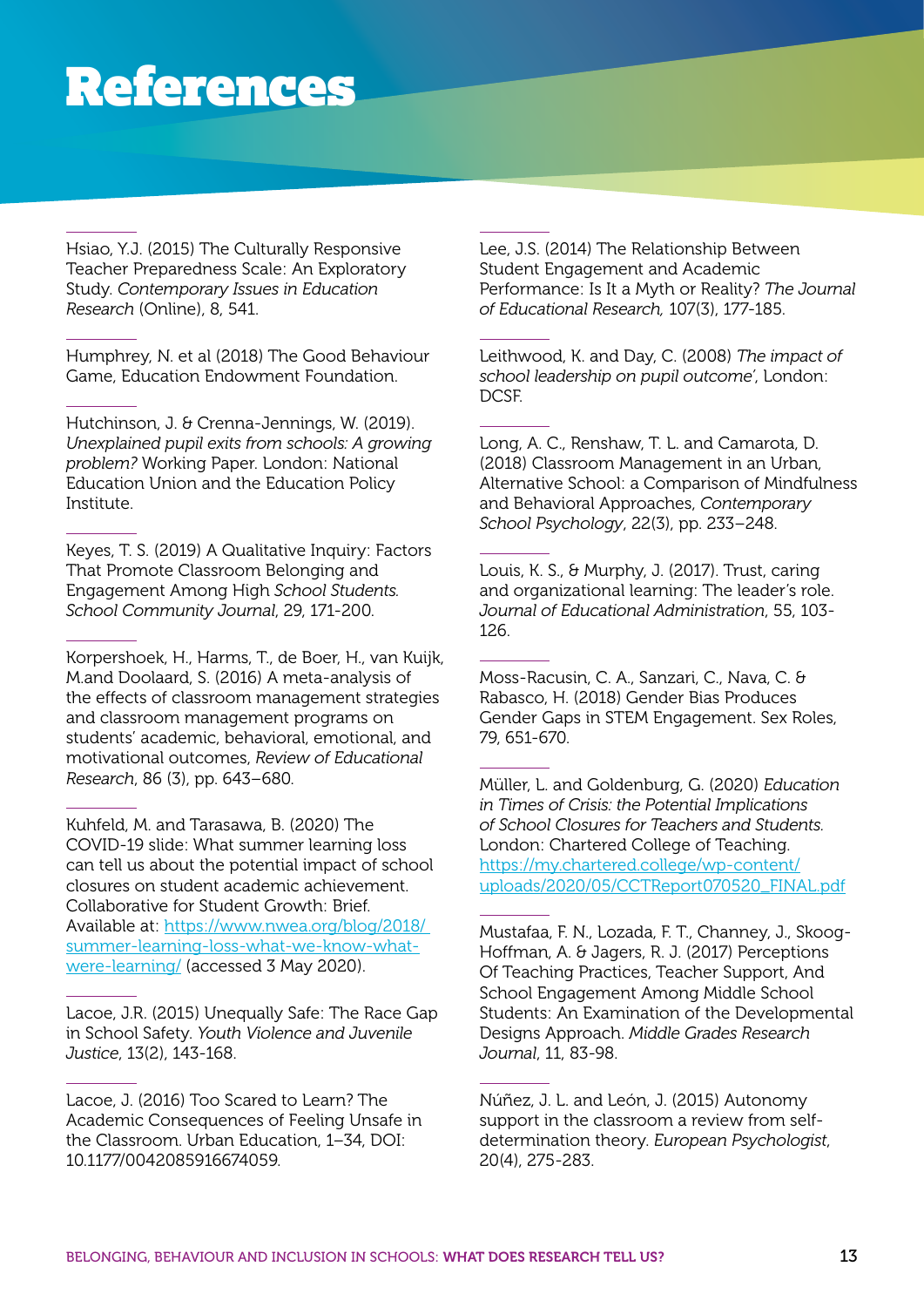# References

Hsiao, Y.J. (2015) The Culturally Responsive Teacher Preparedness Scale: An Exploratory Study. *Contemporary Issues in Education Research* (Online), 8, 541.

Humphrey, N. et al (2018) The Good Behaviour Game, Education Endowment Foundation.

Hutchinson, J. & Crenna-Jennings, W. (2019). *Unexplained pupil exits from schools: A growing problem?* Working Paper. London: National Education Union and the Education Policy Institute.

Keyes, T. S. (2019) A Qualitative Inquiry: Factors That Promote Classroom Belonging and Engagement Among High *School Students. School Community Journal*, 29, 171-200.

Korpershoek, H., Harms, T., de Boer, H., van Kuijk, M.and Doolaard, S. (2016) A meta-analysis of the effects of classroom management strategies and classroom management programs on students' academic, behavioral, emotional, and motivational outcomes, *Review of Educational Research*, 86 (3), pp. 643–680.

Kuhfeld, M. and Tarasawa, B. (2020) The COVID-19 slide: What summer learning loss can tell us about the potential impact of school closures on student academic achievement. Collaborative for Student Growth: Brief. Available at: [https://www.nwea.org/blog/2018/summer-learning-loss-what-we-know-what-were-learning/](https://www.nwea.org/blog/2018/summer-learning-loss-what-we-know-what-were-learning/) (accessed 3 May 2020).

Lacoe, J.R. (2015) Unequally Safe: The Race Gap in School Safety. *Youth Violence and Juvenile Justice*, 13(2), 143-168.

Lacoe, J. (2016) Too Scared to Learn? The Academic Consequences of Feeling Unsafe in the Classroom. Urban Education, 1–34, DOI: 10.1177/0042085916674059.

Lee, J.S. (2014) The Relationship Between Student Engagement and Academic Performance: Is It a Myth or Reality? *The Journal of Educational Research,* 107(3), 177-185.

Leithwood, K. and Day, C. (2008) *The impact of school leadership on pupil outcome'*, London: DCSF.

Long, A. C., Renshaw, T. L. and Camarota, D. (2018) Classroom Management in an Urban, Alternative School: a Comparison of Mindfulness and Behavioral Approaches, *Contemporary School Psychology*, 22(3), pp. 233–248.

Louis, K. S., & Murphy, J. (2017). Trust, caring and organizational learning: The leader's role. *Journal of Educational Administration*, 55, 103-126.

Moss-Racusin, C. A., Sanzari, C., Nava, C. & Rabasco, H. (2018) Gender Bias Produces Gender Gaps in STEM Engagement. Sex Roles, 79, 651-670.

Müller, L. and Goldenburg, G. (2020) *Education in Times of Crisis: the Potential Implications of School Closures for Teachers and Students.* London: Chartered College of Teaching. [https://my.chartered.college/wp-content/uploads/2020/05/CCTReport070520_FINAL.pdf](https://my.chartered.college/wp-content/uploads/2020/05/CCTReport070520_FINAL.pdf)

Mustafaa, F. N., Lozada, F. T., Channey, J., Skoog-Hoffman, A. & Jagers, R. J. (2017) Perceptions Of Teaching Practices, Teacher Support, And School Engagement Among Middle School Students: An Examination of the Developmental Designs Approach. *Middle Grades Research Journal*, 11, 83-98.

Núñez, J. L. and León, J. (2015) Autonomy support in the classroom a review from self-determination theory. *European Psychologist*, 20(4), 275-283.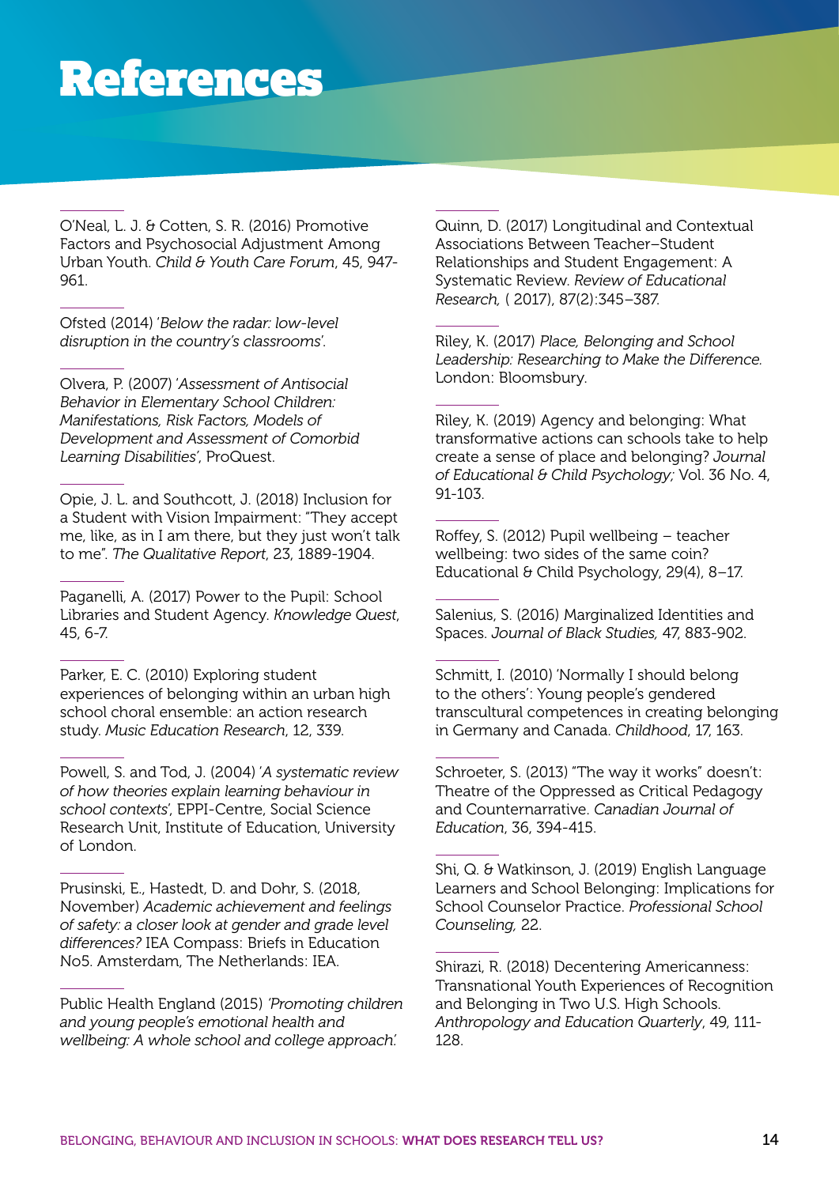# References

O'Neal, L. J. & Cotten, S. R. (2016) Promotive Factors and Psychosocial Adjustment Among Urban Youth. *Child & Youth Care Forum*, 45, 947-961.

Ofsted (2014) '*Below the radar: low-level disruption in the country's classrooms*'.

Olvera, P. (2007) '*Assessment of Antisocial Behavior in Elementary School Children: Manifestations, Risk Factors, Models of Development and Assessment of Comorbid Learning Disabilities*', ProQuest.

Opie, J. L. and Southcott, J. (2018) Inclusion for a Student with Vision Impairment: "They accept me, like, as in I am there, but they just won't talk to me". *The Qualitative Report*, 23, 1889-1904.

Paganelli, A. (2017) Power to the Pupil: School Libraries and Student Agency. *Knowledge Quest*, 45, 6-7.

Parker, E. C. (2010) Exploring student experiences of belonging within an urban high school choral ensemble: an action research study. *Music Education Research*, 12, 339.

Powell, S. and Tod, J. (2004) '*A systematic review of how theories explain learning behaviour in school contexts*', EPPI-Centre, Social Science Research Unit, Institute of Education, University of London.

Prusinski, E., Hastedt, D. and Dohr, S. (2018, November) *Academic achievement and feelings of safety: a closer look at gender and grade level differences?* IEA Compass: Briefs in Education No5. Amsterdam, The Netherlands: IEA.

Public Health England (2015) *'Promoting children and young people's emotional health and wellbeing: A whole school and college approach.'*

Quinn, D. (2017) Longitudinal and Contextual Associations Between Teacher–Student Relationships and Student Engagement: A Systematic Review. *Review of Educational Research,* ( 2017), 87(2):345–387.

Riley, K. (2017) *Place, Belonging and School Leadership: Researching to Make the Difference.* London: Bloomsbury.

Riley, K. (2019) Agency and belonging: What transformative actions can schools take to help create a sense of place and belonging? *Journal of Educational & Child Psychology;* Vol. 36 No. 4, 91-103.

Roffey, S. (2012) Pupil wellbeing – teacher wellbeing: two sides of the same coin? Educational & Child Psychology, 29(4), 8–17.

Salenius, S. (2016) Marginalized Identities and Spaces. *Journal of Black Studies,* 47, 883-902.

Schmitt, I. (2010) 'Normally I should belong to the others': Young people's gendered transcultural competences in creating belonging in Germany and Canada. *Childhood*, 17, 163.

Schroeter, S. (2013) "The way it works" doesn't: Theatre of the Oppressed as Critical Pedagogy and Counternarrative. *Canadian Journal of Education*, 36, 394-415.

Shi, Q. & Watkinson, J. (2019) English Language Learners and School Belonging: Implications for School Counselor Practice. *Professional School Counseling,* 22.

Shirazi, R. (2018) Decentering Americanness: Transnational Youth Experiences of Recognition and Belonging in Two U.S. High Schools. *Anthropology and Education Quarterly*, 49, 111-128.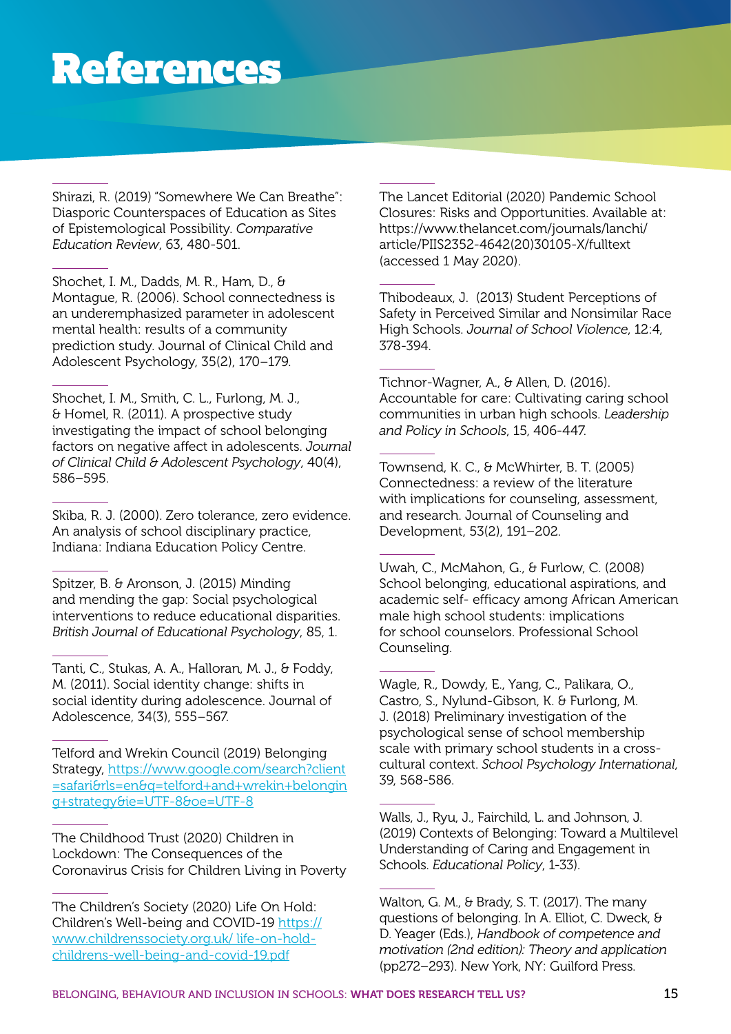# References

Shirazi, R. (2019) "Somewhere We Can Breathe": Diasporic Counterspaces of Education as Sites of Epistemological Possibility. *Comparative Education Review*, 63, 480-501.

Shochet, I. M., Dadds, M. R., Ham, D., & Montague, R. (2006). School connectedness is an underemphasized parameter in adolescent mental health: results of a community prediction study. Journal of Clinical Child and Adolescent Psychology, 35(2), 170–179.

Shochet, I. M., Smith, C. L., Furlong, M. J., & Homel, R. (2011). A prospective study investigating the impact of school belonging factors on negative affect in adolescents. *Journal of Clinical Child & Adolescent Psychology*, 40(4), 586–595.

Skiba, R. J. (2000). Zero tolerance, zero evidence. An analysis of school disciplinary practice, Indiana: Indiana Education Policy Centre.

Spitzer, B. & Aronson, J. (2015) Minding and mending the gap: Social psychological interventions to reduce educational disparities. *British Journal of Educational Psychology*, 85, 1.

Tanti, C., Stukas, A. A., Halloran, M. J., & Foddy, M. (2011). Social identity change: shifts in social identity during adolescence. Journal of Adolescence, 34(3), 555–567.

Telford and Wrekin Council (2019) Belonging Strategy, https://www.google.com/search?client=safari&rls=en&q=telford+and+wrekin+belonging+strategy&ie=UTF-8&oe=UTF-8

The Childhood Trust (2020) Children in Lockdown: The Consequences of the Coronavirus Crisis for Children Living in Poverty

The Children's Society (2020) Life On Hold: Children's Well-being and COVID-19 https://www.childrenssociety.org.uk/ life-on-hold-childrens-well-being-and-covid-19.pdf

The Lancet Editorial (2020) Pandemic School Closures: Risks and Opportunities. Available at: https://www.thelancet.com/journals/lanchi/article/PIIS2352-4642(20)30105-X/fulltext (accessed 1 May 2020).

Thibodeaux, J. (2013) Student Perceptions of Safety in Perceived Similar and Nonsimilar Race High Schools. *Journal of School Violence*, 12:4, 378-394.

Tichnor-Wagner, A., & Allen, D. (2016). Accountable for care: Cultivating caring school communities in urban high schools. *Leadership and Policy in Schools*, 15, 406-447.

Townsend, K. C., & McWhirter, B. T. (2005) Connectedness: a review of the literature with implications for counseling, assessment, and research. Journal of Counseling and Development, 53(2), 191–202.

Uwah, C., McMahon, G., & Furlow, C. (2008) School belonging, educational aspirations, and academic self- efficacy among African American male high school students: implications for school counselors. Professional School Counseling.

Wagle, R., Dowdy, E., Yang, C., Palikara, O., Castro, S., Nylund-Gibson, K. & Furlong, M. J. (2018) Preliminary investigation of the psychological sense of school membership scale with primary school students in a cross-cultural context. *School Psychology International*, 39, 568-586.

Walls, J., Ryu, J., Fairchild, L. and Johnson, J. (2019) Contexts of Belonging: Toward a Multilevel Understanding of Caring and Engagement in Schools. *Educational Policy*, 1-33).

Walton, G. M., & Brady, S. T. (2017). The many questions of belonging. In A. Elliot, C. Dweck, & D. Yeager (Eds.), *Handbook of competence and motivation (2nd edition): Theory and application* (pp272–293). New York, NY: Guilford Press.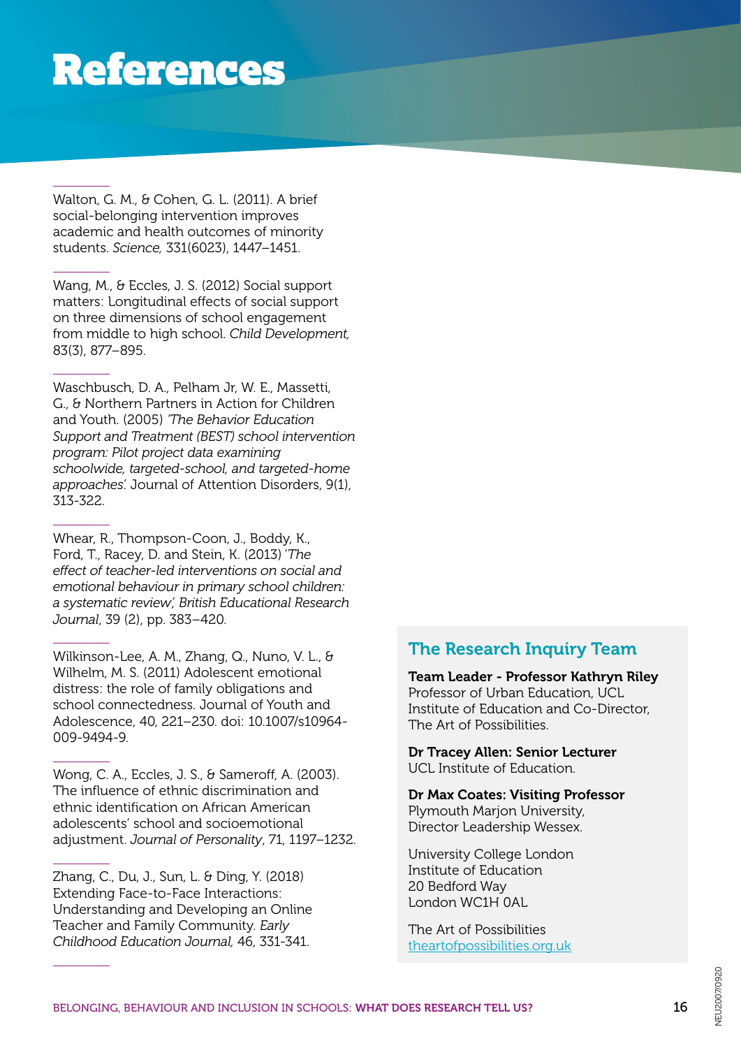# References

Walton, G. M., & Cohen, G. L. (2011). A brief social-belonging intervention improves academic and health outcomes of minority students. *Science,* 331(6023), 1447–1451.

Wang, M., & Eccles, J. S. (2012) Social support matters: Longitudinal effects of social support on three dimensions of school engagement from middle to high school. *Child Development,* 83(3), 877–895.

Waschbusch, D. A., Pelham Jr, W. E., Massetti, G., & Northern Partners in Action for Children and Youth. (2005) *'The Behavior Education Support and Treatment (BEST) school intervention program: Pilot project data examining schoolwide, targeted-school, and targeted-home approaches'.* Journal of Attention Disorders, 9(1), 313-322.

Whear, R., Thompson-Coon, J., Boddy, K., Ford, T., Racey, D. and Stein, K. (2013) *'The effect of teacher-led interventions on social and emotional behaviour in primary school children: a systematic review', British Educational Research Journal*, 39 (2), pp. 383–420.

Wilkinson-Lee, A. M., Zhang, Q., Nuno, V. L., & Wilhelm, M. S. (2011) Adolescent emotional distress: the role of family obligations and school connectedness. Journal of Youth and Adolescence, 40, 221–230. doi: 10.1007/s10964-009-9494-9.

Wong, C. A., Eccles, J. S., & Sameroff, A. (2003). The influence of ethnic discrimination and ethnic identification on African American adolescents' school and socioemotional adjustment. *Journal of Personality*, 71, 1197–1232.

Zhang, C., Du, J., Sun, L. & Ding, Y. (2018) Extending Face-to-Face Interactions: Understanding and Developing an Online Teacher and Family Community. *Early Childhood Education Journal,* 46, 331-341.

## The Research Inquiry Team

**Team Leader - Professor Kathryn Riley**
Professor of Urban Education, UCL Institute of Education and Co-Director, The Art of Possibilities.

**Dr Tracey Allen: Senior Lecturer**
UCL Institute of Education.

**Dr Max Coates: Visiting Professor**
Plymouth Marjon University, Director Leadership Wessex.

University College London
Institute of Education
20 Bedford Way
London WC1H 0AL

The Art of Possibilities
theartofpossibilities.org.uk

NEU2007/0920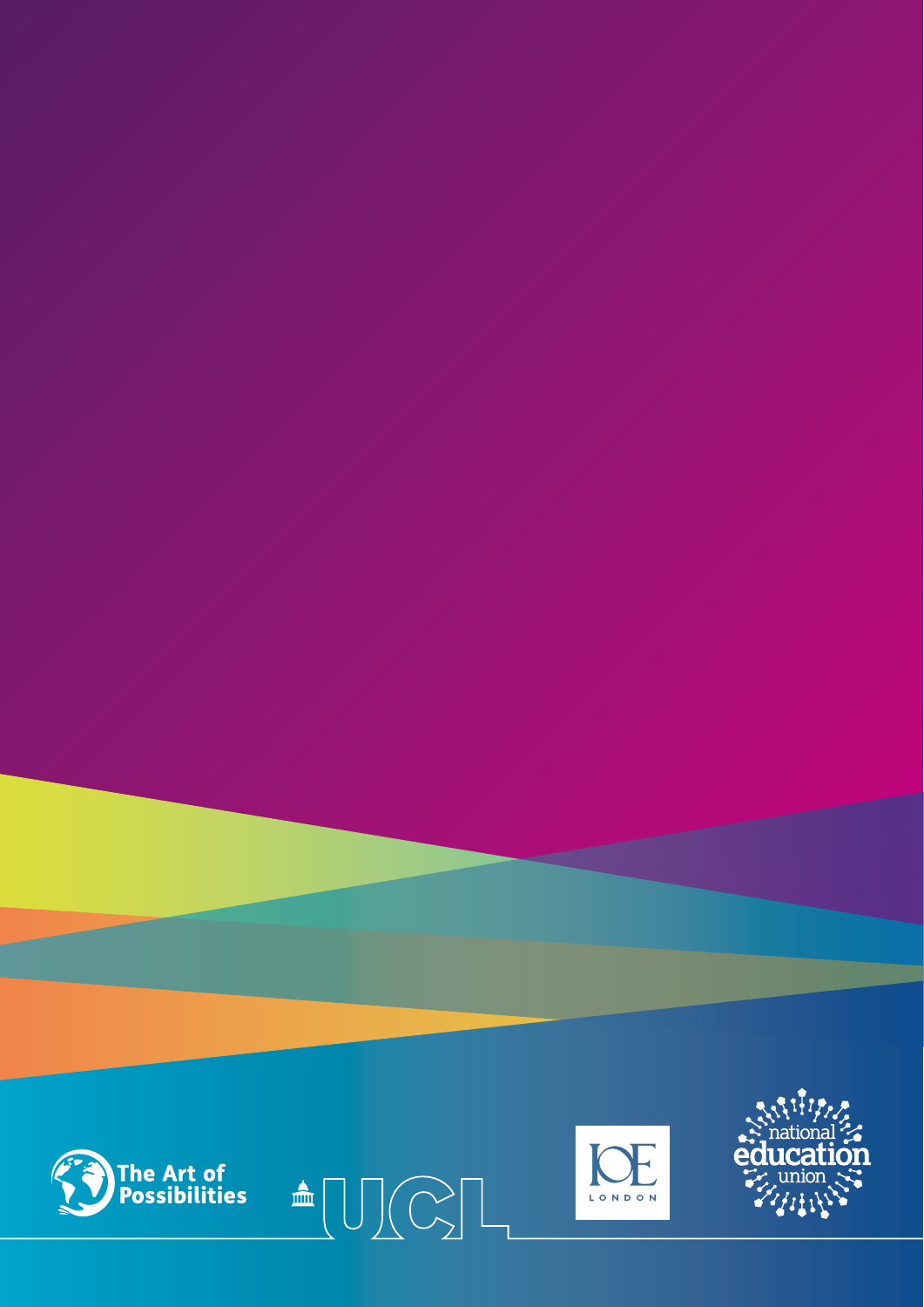The Art of Possibilities

UCL

IOE LONDON

national education union